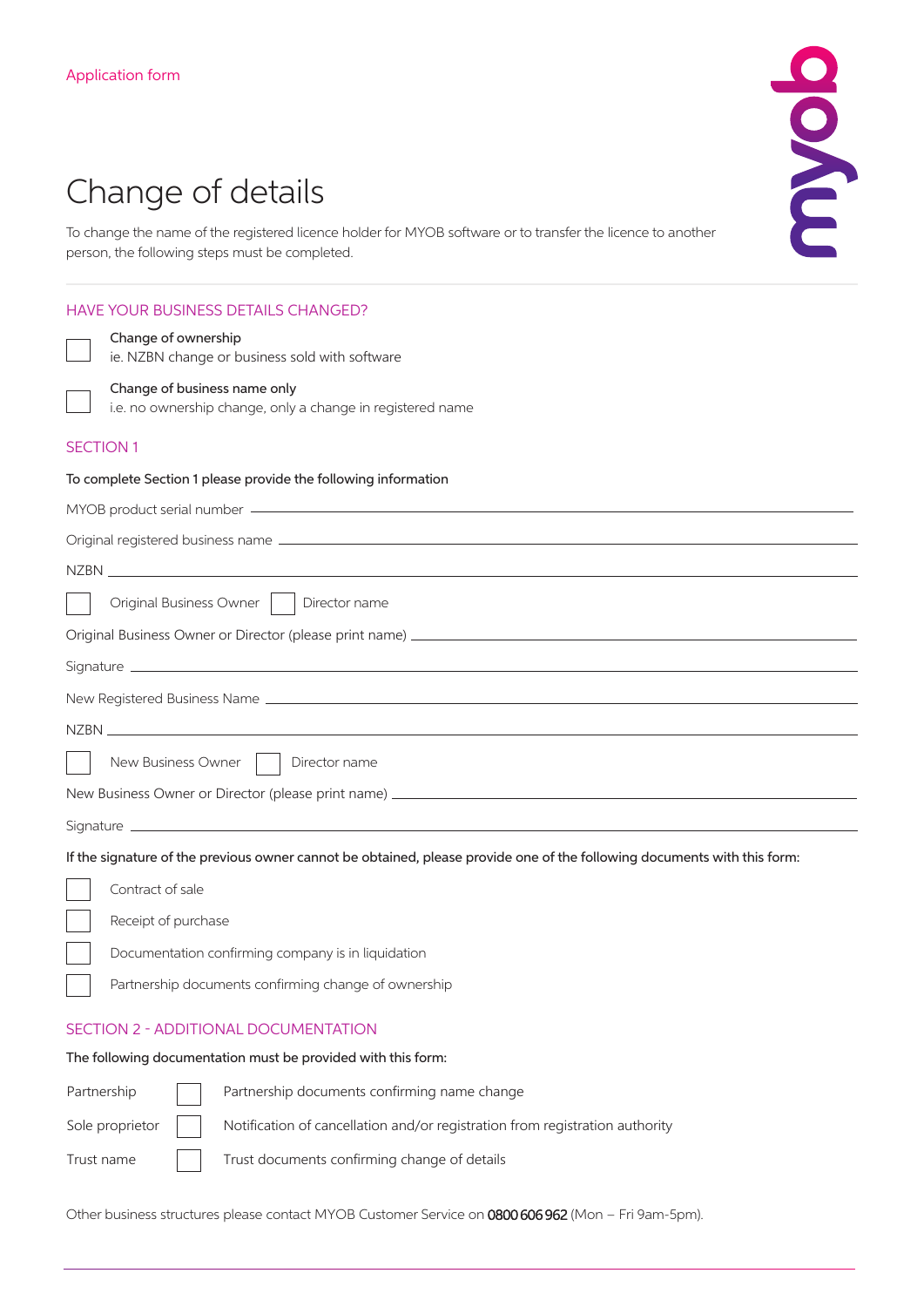Application form

# Change of details

To change the name of the registered licence holder for MYOB software or to transfer the licence to another person, the following steps must be completed.

## HAVE YOUR BUSINESS DETAILS CHANGED?

☐ **Change of ownership**
ie. NZBN change or business sold with software

☐ **Change of business name only**
i.e. no ownership change, only a change in registered name

## SECTION 1

**To complete Section 1 please provide the following information**

MYOB product serial number ______________________________

Original registered business name ______________________________

NZBN ______________________________

☐ Original Business Owner ☐ Director name

Original Business Owner or Director (please print name) ______________________________

Signature ______________________________

New Registered Business Name ______________________________

NZBN ______________________________

☐ New Business Owner ☐ Director name

New Business Owner or Director (please print name) ______________________________

Signature ______________________________

**If the signature of the previous owner cannot be obtained, please provide one of the following documents with this form:**

☐ Contract of sale

☐ Receipt of purchase

☐ Documentation confirming company is in liquidation

☐ Partnership documents confirming change of ownership

## SECTION 2 - ADDITIONAL DOCUMENTATION

**The following documentation must be provided with this form:**

| | | |
|---|---|---|
| Partnership | ☐ | Partnership documents confirming name change |
| Sole proprietor | ☐ | Notification of cancellation and/or registration from registration authority |
| Trust name | ☐ | Trust documents confirming change of details |

Other business structures please contact MYOB Customer Service on **0800 606 962** (Mon – Fri 9am-5pm).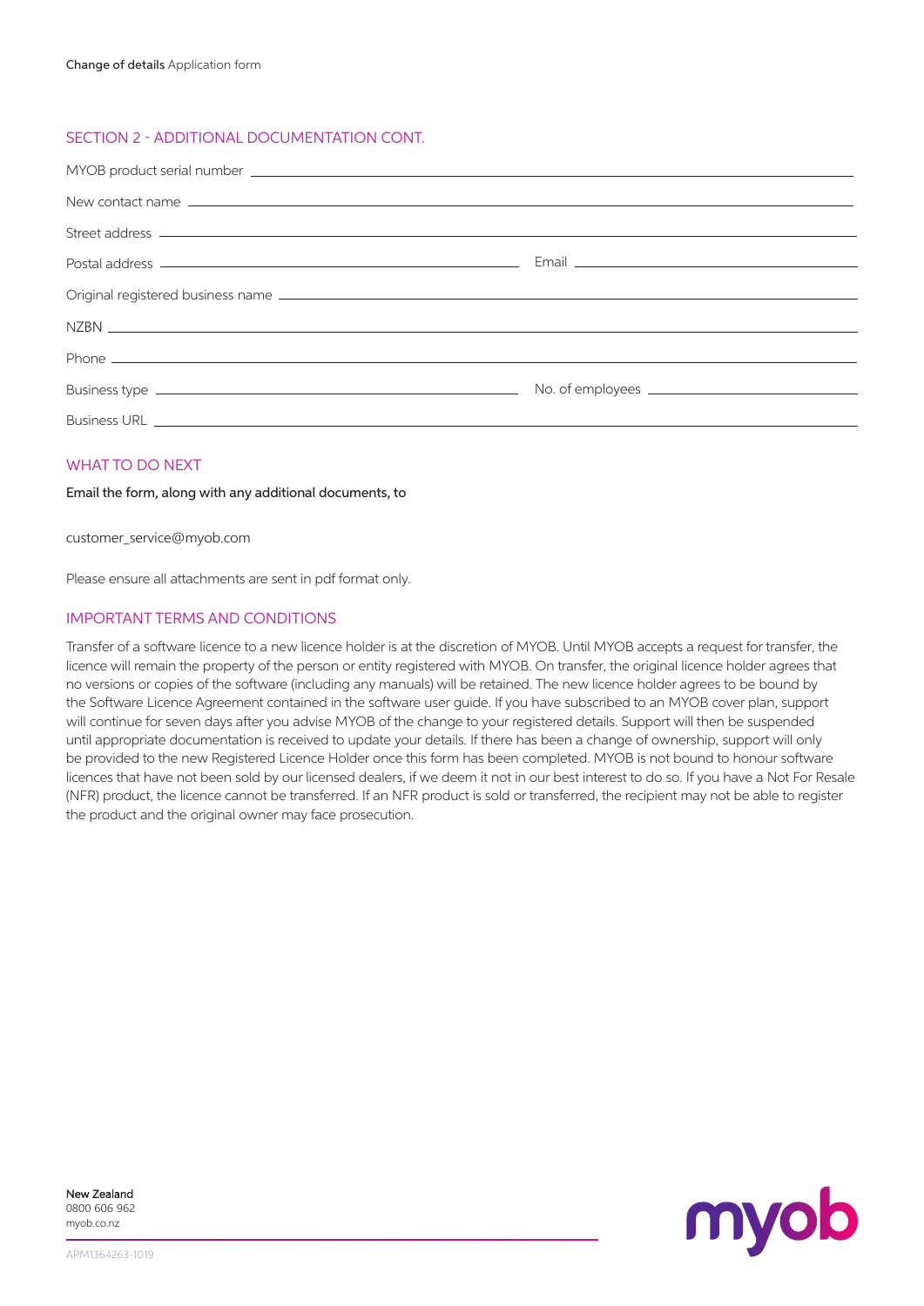## SECTION 2 - ADDITIONAL DOCUMENTATION CONT.

MYOB product serial number ______________________________

New contact name ______________________________

Street address ______________________________

Postal address ______________________________ Email ______________________________

Original registered business name ______________________________

NZBN ______________________________

Phone ______________________________

Business type ______________________________ No. of employees ______________________________

Business URL ______________________________

## WHAT TO DO NEXT

Email the form, along with any additional documents, to

customer_service@myob.com

Please ensure all attachments are sent in pdf format only.

## IMPORTANT TERMS AND CONDITIONS

Transfer of a software licence to a new licence holder is at the discretion of MYOB. Until MYOB accepts a request for transfer, the licence will remain the property of the person or entity registered with MYOB. On transfer, the original licence holder agrees that no versions or copies of the software (including any manuals) will be retained. The new licence holder agrees to be bound by the Software Licence Agreement contained in the software user guide. If you have subscribed to an MYOB cover plan, support will continue for seven days after you advise MYOB of the change to your registered details. Support will then be suspended until appropriate documentation is received to update your details. If there has been a change of ownership, support will only be provided to the new Registered Licence Holder once this form has been completed. MYOB is not bound to honour software licences that have not been sold by our licensed dealers, if we deem it not in our best interest to do so. If you have a Not For Resale (NFR) product, the licence cannot be transferred. If an NFR product is sold or transferred, the recipient may not be able to register the product and the original owner may face prosecution.

**New Zealand**
0800 606 962
myob.co.nz

myob

APM1364263-1019